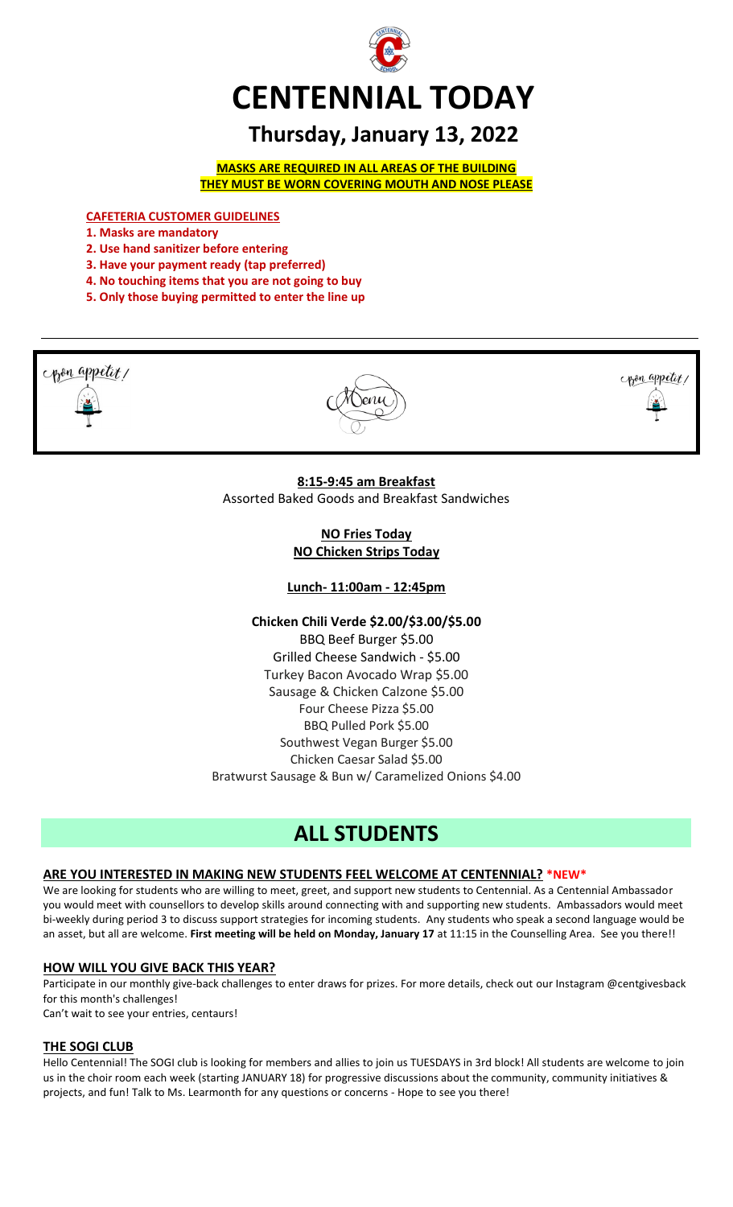# CENTENNIAL TODAY

## Thursday, January 13, 2022

**MASKS ARE REQUIRED IN ALL AREAS OF THE BUILDING**
**THEY MUST BE WORN COVERING MOUTH AND NOSE PLEASE**

**CAFETERIA CUSTOMER GUIDELINES**

1. **Masks are mandatory**
2. **Use hand sanitizer before entering**
3. **Have your payment ready (tap preferred)**
4. **No touching items that you are not going to buy**
5. **Only those buying permitted to enter the line up**

Bon appetit! Menu Bon appetit!

**8:15-9:45 am Breakfast**
Assorted Baked Goods and Breakfast Sandwiches

**NO Fries Today**
**NO Chicken Strips Today**

**Lunch- 11:00am - 12:45pm**

**Chicken Chili Verde $2.00/$3.00/$5.00**
BBQ Beef Burger $5.00
Grilled Cheese Sandwich - $5.00
Turkey Bacon Avocado Wrap $5.00
Sausage & Chicken Calzone $5.00
Four Cheese Pizza $5.00
BBQ Pulled Pork $5.00
Southwest Vegan Burger $5.00
Chicken Caesar Salad $5.00
Bratwurst Sausage & Bun w/ Caramelized Onions $4.00

# ALL STUDENTS

### ARE YOU INTERESTED IN MAKING NEW STUDENTS FEEL WELCOME AT CENTENNIAL? *NEW*

We are looking for students who are willing to meet, greet, and support new students to Centennial. As a Centennial Ambassador you would meet with counsellors to develop skills around connecting with and supporting new students. Ambassadors would meet bi-weekly during period 3 to discuss support strategies for incoming students. Any students who speak a second language would be an asset, but all are welcome. **First meeting will be held on Monday, January 17** at 11:15 in the Counselling Area. See you there!!

### HOW WILL YOU GIVE BACK THIS YEAR?

Participate in our monthly give-back challenges to enter draws for prizes. For more details, check out our Instagram @centgivesback for this month's challenges!
Can't wait to see your entries, centaurs!

### THE SOGI CLUB

Hello Centennial! The SOGI club is looking for members and allies to join us TUESDAYS in 3rd block! All students are welcome to join us in the choir room each week (starting JANUARY 18) for progressive discussions about the community, community initiatives & projects, and fun! Talk to Ms. Learmonth for any questions or concerns - Hope to see you there!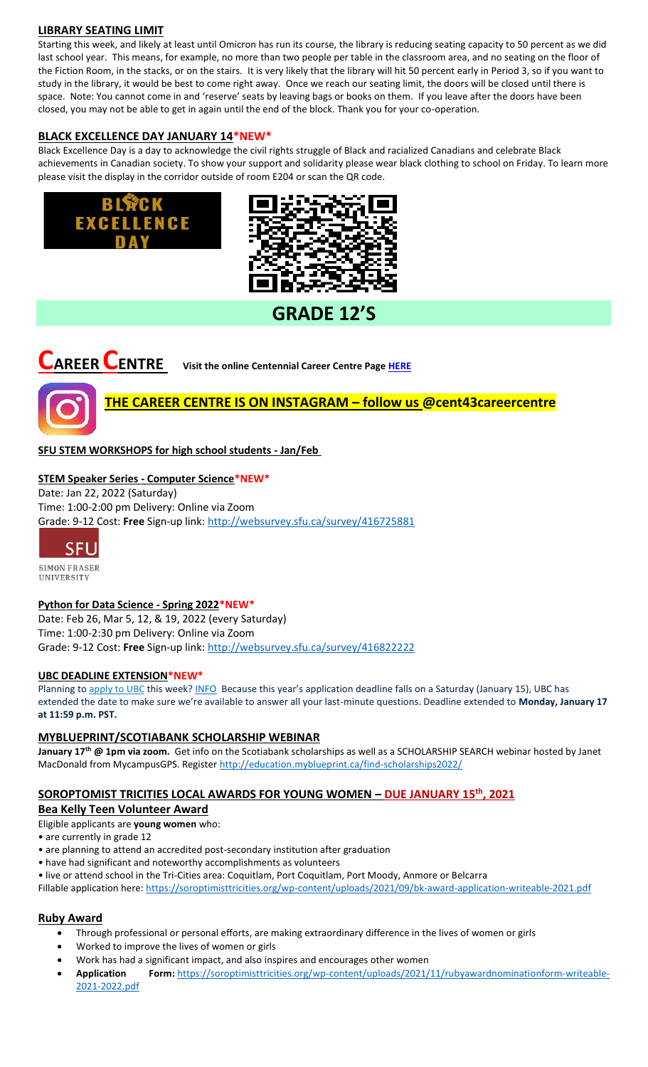## LIBRARY SEATING LIMIT

Starting this week, and likely at least until Omicron has run its course, the library is reducing seating capacity to 50 percent as we did last school year. This means, for example, no more than two people per table in the classroom area, and no seating on the floor of the Fiction Room, in the stacks, or on the stairs. It is very likely that the library will hit 50 percent early in Period 3, so if you want to study in the library, it would be best to come right away. Once we reach our seating limit, the doors will be closed until there is space. Note: You cannot come in and 'reserve' seats by leaving bags or books on them. If you leave after the doors have been closed, you may not be able to get in again until the end of the block. Thank you for your co-operation.

## BLACK EXCELLENCE DAY JANUARY 14*NEW*

Black Excellence Day is a day to acknowledge the civil rights struggle of Black and racialized Canadians and celebrate Black achievements in Canadian society. To show your support and solidarity please wear black clothing to school on Friday. To learn more please visit the display in the corridor outside of room E204 or scan the QR code.

BLACK EXCELLENCE DAY

# GRADE 12'S

# CAREER CENTRE

**Visit the online Centennial Career Centre Page HERE**

**THE CAREER CENTRE IS ON INSTAGRAM – follow us @cent43careercentre**

**SFU STEM WORKSHOPS for high school students - Jan/Feb**

**STEM Speaker Series - Computer Science*NEW***

Date: Jan 22, 2022 (Saturday)
Time: 1:00-2:00 pm Delivery: Online via Zoom
Grade: 9-12 Cost: **Free** Sign-up link: http://websurvey.sfu.ca/survey/416725881

SFU SIMON FRASER UNIVERSITY

**Python for Data Science - Spring 2022*NEW***

Date: Feb 26, Mar 5, 12, & 19, 2022 (every Saturday)
Time: 1:00-2:30 pm Delivery: Online via Zoom
Grade: 9-12 Cost: **Free** Sign-up link: http://websurvey.sfu.ca/survey/416822222

**UBC DEADLINE EXTENSION*NEW***

Planning to apply to UBC this week? INFO Because this year's application deadline falls on a Saturday (January 15), UBC has extended the date to make sure we're available to answer all your last-minute questions. Deadline extended to **Monday, January 17 at 11:59 p.m. PST.**

## MYBLUEPRINT/SCOTIABANK SCHOLARSHIP WEBINAR

**January 17th @ 1pm via zoom.** Get info on the Scotiabank scholarships as well as a SCHOLARSHIP SEARCH webinar hosted by Janet MacDonald from MycampusGPS. Register http://education.myblueprint.ca/find-scholarships2022/

## SOROPTOMIST TRICITIES LOCAL AWARDS FOR YOUNG WOMEN – DUE JANUARY 15th, 2021

## Bea Kelly Teen Volunteer Award

Eligible applicants are **young women** who:

- are currently in grade 12
- are planning to attend an accredited post-secondary institution after graduation
- have had significant and noteworthy accomplishments as volunteers
- live or attend school in the Tri-Cities area: Coquitlam, Port Coquitlam, Port Moody, Anmore or Belcarra

Fillable application here: https://soroptimisttricities.org/wp-content/uploads/2021/09/bk-award-application-writeable-2021.pdf

## Ruby Award

- Through professional or personal efforts, are making extraordinary difference in the lives of women or girls
- Worked to improve the lives of women or girls
- Work has had a significant impact, and also inspires and encourages other women
- **Application Form:** https://soroptimisttricities.org/wp-content/uploads/2021/11/rubyawardnominationform-writeable-2021-2022.pdf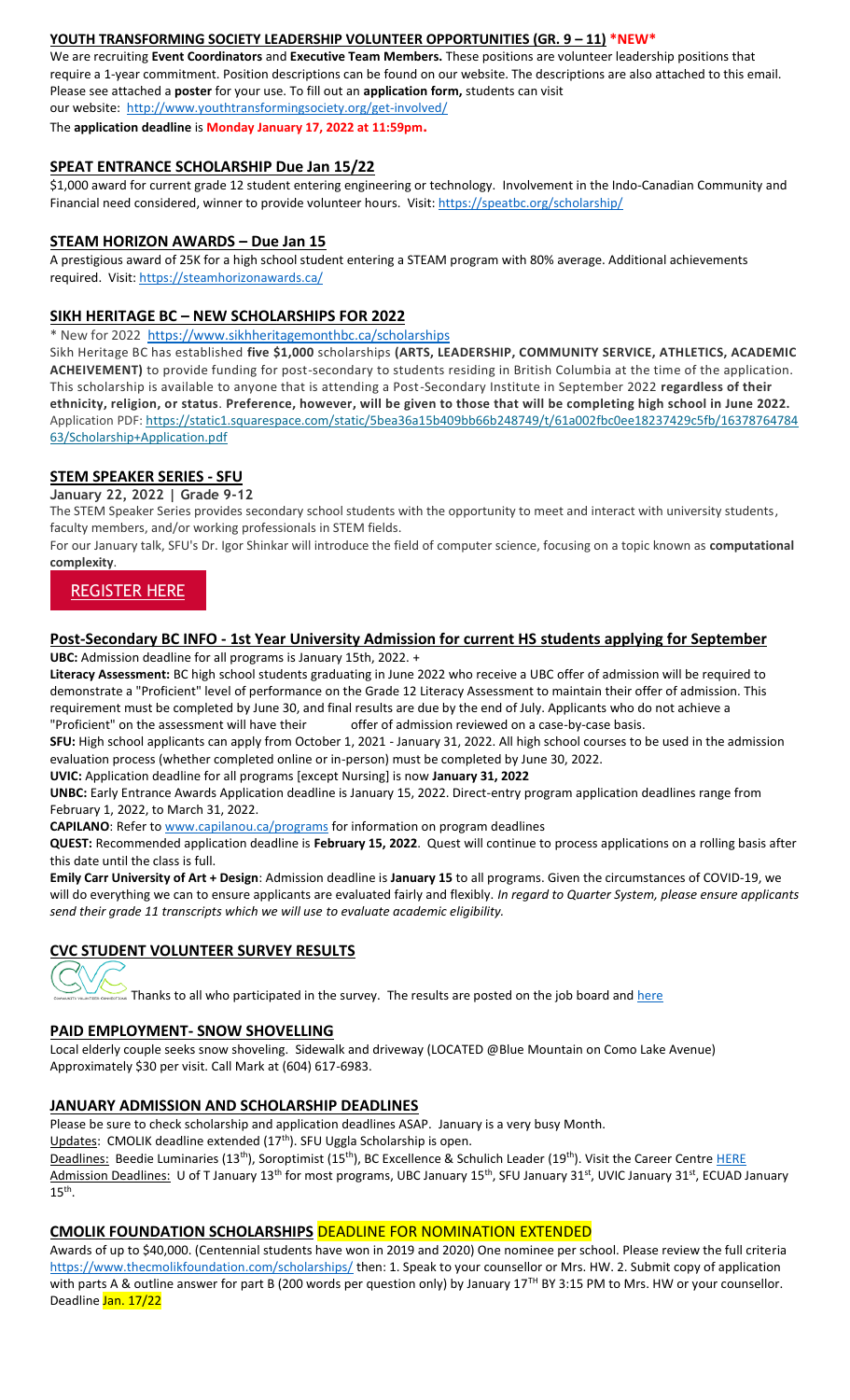## YOUTH TRANSFORMING SOCIETY LEADERSHIP VOLUNTEER OPPORTUNITIES (GR. 9 – 11) *NEW*

We are recruiting **Event Coordinators** and **Executive Team Members.** These positions are volunteer leadership positions that require a 1-year commitment. Position descriptions can be found on our website. The descriptions are also attached to this email. Please see attached a **poster** for your use. To fill out an **application form,** students can visit our website: http://www.youthtransformingsociety.org/get-involved/

The **application deadline** is **Monday January 17, 2022 at 11:59pm.**

## SPEAT ENTRANCE SCHOLARSHIP Due Jan 15/22

$1,000 award for current grade 12 student entering engineering or technology. Involvement in the Indo-Canadian Community and Financial need considered, winner to provide volunteer hours. Visit: https://speatbc.org/scholarship/

## STEAM HORIZON AWARDS – Due Jan 15

A prestigious award of 25K for a high school student entering a STEAM program with 80% average. Additional achievements required. Visit: https://steamhorizonawards.ca/

## SIKH HERITAGE BC – NEW SCHOLARSHIPS FOR 2022

* New for 2022 https://www.sikhheritagemonthbc.ca/scholarships

Sikh Heritage BC has established **five $1,000** scholarships **(ARTS, LEADERSHIP, COMMUNITY SERVICE, ATHLETICS, ACADEMIC ACHEIVEMENT)** to provide funding for post-secondary to students residing in British Columbia at the time of the application. This scholarship is available to anyone that is attending a Post-Secondary Institute in September 2022 **regardless of their ethnicity, religion, or status**. **Preference, however, will be given to those that will be completing high school in June 2022.** Application PDF: https://static1.squarespace.com/static/5bea36a15b409bb66b248749/t/61a002fbc0ee18237429c5fb/1637876478463/Scholarship+Application.pdf

## STEM SPEAKER SERIES - SFU

**January 22, 2022 | Grade 9-12**

The STEM Speaker Series provides secondary school students with the opportunity to meet and interact with university students, faculty members, and/or working professionals in STEM fields.

For our January talk, SFU's Dr. Igor Shinkar will introduce the field of computer science, focusing on a topic known as **computational complexity**.

REGISTER HERE

## Post-Secondary BC INFO - 1st Year University Admission for current HS students applying for September

**UBC:** Admission deadline for all programs is January 15th, 2022. +

**Literacy Assessment:** BC high school students graduating in June 2022 who receive a UBC offer of admission will be required to demonstrate a "Proficient" level of performance on the Grade 12 Literacy Assessment to maintain their offer of admission. This requirement must be completed by June 30, and final results are due by the end of July. Applicants who do not achieve a "Proficient" on the assessment will have their offer of admission reviewed on a case-by-case basis.

**SFU:** High school applicants can apply from October 1, 2021 - January 31, 2022. All high school courses to be used in the admission evaluation process (whether completed online or in-person) must be completed by June 30, 2022.

**UVIC:** Application deadline for all programs [except Nursing] is now **January 31, 2022**

**UNBC:** Early Entrance Awards Application deadline is January 15, 2022. Direct-entry program application deadlines range from February 1, 2022, to March 31, 2022.

**CAPILANO**: Refer to www.capilanou.ca/programs for information on program deadlines

**QUEST:** Recommended application deadline is **February 15, 2022**. Quest will continue to process applications on a rolling basis after this date until the class is full.

**Emily Carr University of Art + Design**: Admission deadline is **January 15** to all programs. Given the circumstances of COVID-19, we will do everything we can to ensure applicants are evaluated fairly and flexibly. *In regard to Quarter System, please ensure applicants send their grade 11 transcripts which we will use to evaluate academic eligibility.*

## CVC STUDENT VOLUNTEER SURVEY RESULTS

Thanks to all who participated in the survey. The results are posted on the job board and here

## PAID EMPLOYMENT- SNOW SHOVELLING

Local elderly couple seeks snow shoveling. Sidewalk and driveway (LOCATED @Blue Mountain on Como Lake Avenue) Approximately $30 per visit. Call Mark at (604) 617-6983.

## JANUARY ADMISSION AND SCHOLARSHIP DEADLINES

Please be sure to check scholarship and application deadlines ASAP. January is a very busy Month.

Updates: CMOLIK deadline extended (17th). SFU Uggla Scholarship is open.

Deadlines: Beedie Luminaries (13th), Soroptimist (15th), BC Excellence & Schulich Leader (19th). Visit the Career Centre HERE

Admission Deadlines: U of T January 13th for most programs, UBC January 15th, SFU January 31st, UVIC January 31st, ECUAD January 15th.

## CMOLIK FOUNDATION SCHOLARSHIPS DEADLINE FOR NOMINATION EXTENDED

Awards of up to $40,000. (Centennial students have won in 2019 and 2020) One nominee per school. Please review the full criteria https://www.thecmolikfoundation.com/scholarships/ then: 1. Speak to your counsellor or Mrs. HW. 2. Submit copy of application with parts A & outline answer for part B (200 words per question only) by January 17TH BY 3:15 PM to Mrs. HW or your counsellor. Deadline Jan. 17/22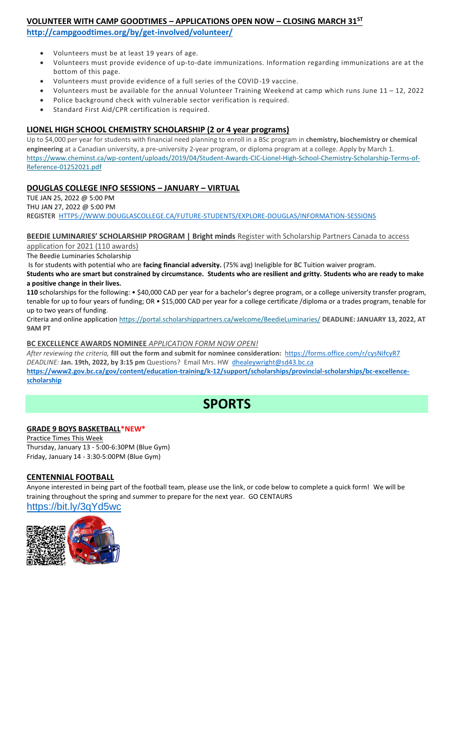## VOLUNTEER WITH CAMP GOODTIMES – APPLICATIONS OPEN NOW – CLOSING MARCH 31ST

**http://campgoodtimes.org/by/get-involved/volunteer/**

- Volunteers must be at least 19 years of age.
- Volunteers must provide evidence of up-to-date immunizations. Information regarding immunizations are at the bottom of this page.
- Volunteers must provide evidence of a full series of the COVID-19 vaccine.
- Volunteers must be available for the annual Volunteer Training Weekend at camp which runs June 11 – 12, 2022
- Police background check with vulnerable sector verification is required.
- Standard First Aid/CPR certification is required.

### LIONEL HIGH SCHOOL CHEMISTRY SCHOLARSHIP (2 or 4 year programs)

Up to $4,000 per year for students with financial need planning to enroll in a BSc program in **chemistry, biochemistry or chemical engineering** at a Canadian university, a pre-university 2-year program, or diploma program at a college. Apply by March 1. https://www.cheminst.ca/wp-content/uploads/2019/04/Student-Awards-CIC-Lionel-High-School-Chemistry-Scholarship-Terms-of-Reference-01252021.pdf

### DOUGLAS COLLEGE INFO SESSIONS – JANUARY – VIRTUAL

TUE JAN 25, 2022 @ 5:00 PM
THU JAN 27, 2022 @ 5:00 PM
REGISTER HTTPS://WWW.DOUGLASCOLLEGE.CA/FUTURE-STUDENTS/EXPLORE-DOUGLAS/INFORMATION-SESSIONS

**BEEDIE LUMINARIES' SCHOLARSHIP PROGRAM | Bright minds** Register with Scholarship Partners Canada to access application for 2021 (110 awards)

The Beedie Luminaries Scholarship

Is for students with potential who are **facing financial adversity.** (75% avg) Ineligible for BC Tuition waiver program.

**Students who are smart but constrained by circumstance. Students who are resilient and gritty. Students who are ready to make a positive change in their lives.**

**110** scholarships for the following: • $40,000 CAD per year for a bachelor's degree program, or a college university transfer program, tenable for up to four years of funding; OR • $15,000 CAD per year for a college certificate /diploma or a trades program, tenable for up to two years of funding.

Criteria and online application https://portal.scholarshippartners.ca/welcome/BeedieLuminaries/ **DEADLINE: JANUARY 13, 2022, AT 9AM PT**

**BC EXCELLENCE AWARDS NOMINEE** *APPLICATION FORM NOW OPEN!*

*After reviewing the criteria,* **fill out the form and submit for nominee consideration:** https://forms.office.com/r/cysNifcyR7
*DEADLINE:* **Jan. 19th, 2022, by 3:15 pm** Questions? Email Mrs. HW dhealeywright@sd43.bc.ca
**https://www2.gov.bc.ca/gov/content/education-training/k-12/support/scholarships/provincial-scholarships/bc-excellence-scholarship**

# SPORTS

### GRADE 9 BOYS BASKETBALL*NEW*

Practice Times This Week
Thursday, January 13 - 5:00-6:30PM (Blue Gym)
Friday, January 14 - 3:30-5:00PM (Blue Gym)

### CENTENNIAL FOOTBALL

Anyone interested in being part of the football team, please use the link, or code below to complete a quick form! We will be training throughout the spring and summer to prepare for the next year. GO CENTAURS

https://bit.ly/3qYd5wc